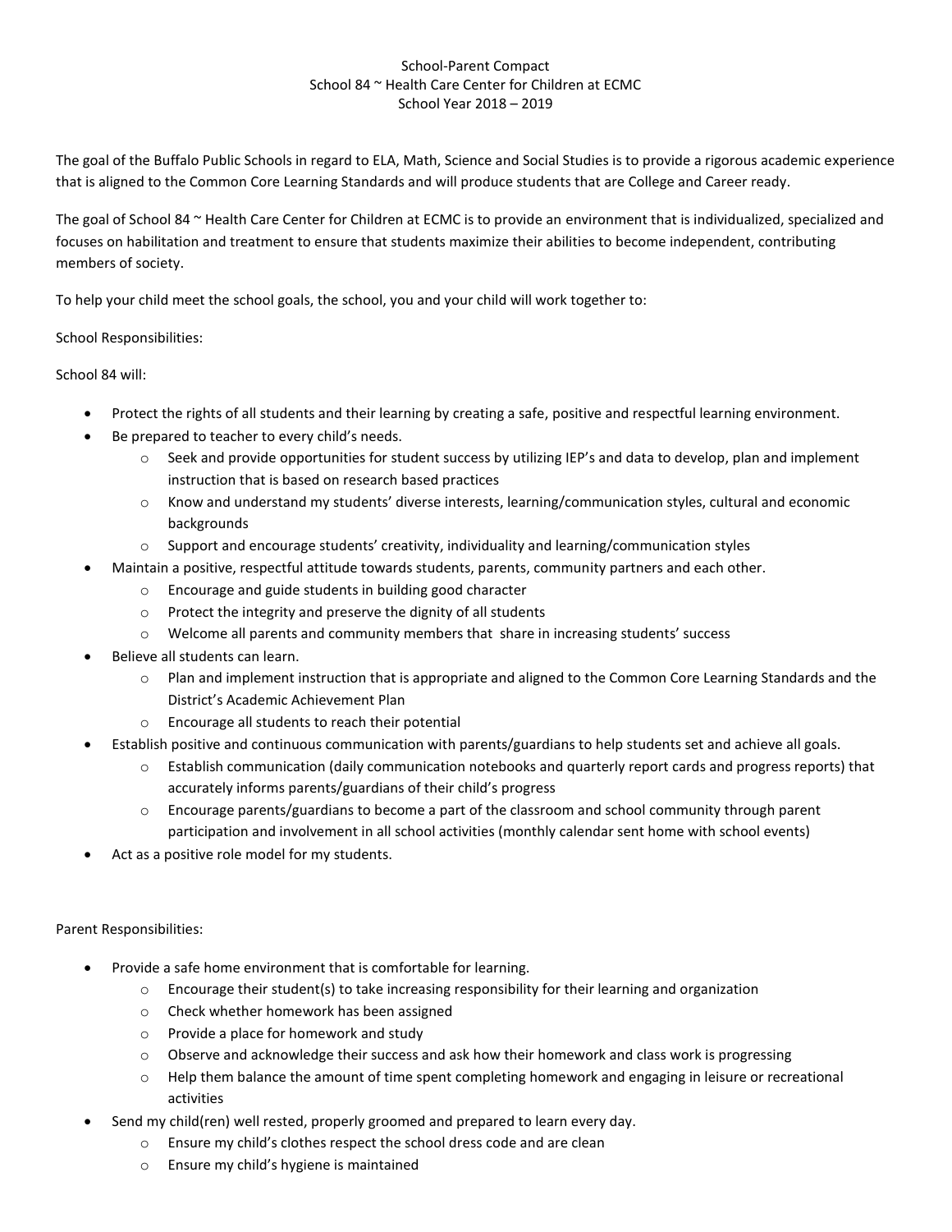School-Parent Compact
School 84 ~ Health Care Center for Children at ECMC
School Year 2018 – 2019

The goal of the Buffalo Public Schools in regard to ELA, Math, Science and Social Studies is to provide a rigorous academic experience that is aligned to the Common Core Learning Standards and will produce students that are College and Career ready.

The goal of School 84 ~ Health Care Center for Children at ECMC is to provide an environment that is individualized, specialized and focuses on habilitation and treatment to ensure that students maximize their abilities to become independent, contributing members of society.

To help your child meet the school goals, the school, you and your child will work together to:

School Responsibilities:

School 84 will:

- Protect the rights of all students and their learning by creating a safe, positive and respectful learning environment.
- Be prepared to teacher to every child's needs.
  - Seek and provide opportunities for student success by utilizing IEP's and data to develop, plan and implement instruction that is based on research based practices
  - Know and understand my students' diverse interests, learning/communication styles, cultural and economic backgrounds
  - Support and encourage students' creativity, individuality and learning/communication styles
- Maintain a positive, respectful attitude towards students, parents, community partners and each other.
  - Encourage and guide students in building good character
  - Protect the integrity and preserve the dignity of all students
  - Welcome all parents and community members that share in increasing students' success
- Believe all students can learn.
  - Plan and implement instruction that is appropriate and aligned to the Common Core Learning Standards and the District's Academic Achievement Plan
  - Encourage all students to reach their potential
- Establish positive and continuous communication with parents/guardians to help students set and achieve all goals.
  - Establish communication (daily communication notebooks and quarterly report cards and progress reports) that accurately informs parents/guardians of their child's progress
  - Encourage parents/guardians to become a part of the classroom and school community through parent participation and involvement in all school activities (monthly calendar sent home with school events)
- Act as a positive role model for my students.

Parent Responsibilities:

- Provide a safe home environment that is comfortable for learning.
  - Encourage their student(s) to take increasing responsibility for their learning and organization
  - Check whether homework has been assigned
  - Provide a place for homework and study
  - Observe and acknowledge their success and ask how their homework and class work is progressing
  - Help them balance the amount of time spent completing homework and engaging in leisure or recreational activities
- Send my child(ren) well rested, properly groomed and prepared to learn every day.
  - Ensure my child's clothes respect the school dress code and are clean
  - Ensure my child's hygiene is maintained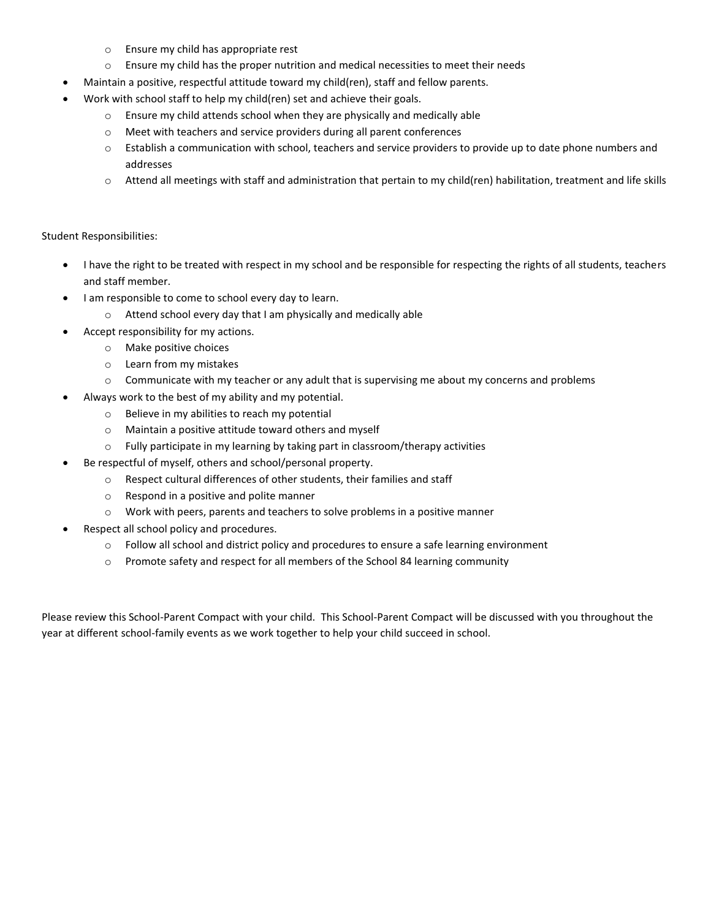- Ensure my child has appropriate rest
  - Ensure my child has the proper nutrition and medical necessities to meet their needs
- Maintain a positive, respectful attitude toward my child(ren), staff and fellow parents.
- Work with school staff to help my child(ren) set and achieve their goals.
  - Ensure my child attends school when they are physically and medically able
  - Meet with teachers and service providers during all parent conferences
  - Establish a communication with school, teachers and service providers to provide up to date phone numbers and addresses
  - Attend all meetings with staff and administration that pertain to my child(ren) habilitation, treatment and life skills

Student Responsibilities:

- I have the right to be treated with respect in my school and be responsible for respecting the rights of all students, teachers and staff member.
- I am responsible to come to school every day to learn.
  - Attend school every day that I am physically and medically able
- Accept responsibility for my actions.
  - Make positive choices
  - Learn from my mistakes
  - Communicate with my teacher or any adult that is supervising me about my concerns and problems
- Always work to the best of my ability and my potential.
  - Believe in my abilities to reach my potential
  - Maintain a positive attitude toward others and myself
  - Fully participate in my learning by taking part in classroom/therapy activities
- Be respectful of myself, others and school/personal property.
  - Respect cultural differences of other students, their families and staff
  - Respond in a positive and polite manner
  - Work with peers, parents and teachers to solve problems in a positive manner
- Respect all school policy and procedures.
  - Follow all school and district policy and procedures to ensure a safe learning environment
  - Promote safety and respect for all members of the School 84 learning community

Please review this School-Parent Compact with your child. This School-Parent Compact will be discussed with you throughout the year at different school-family events as we work together to help your child succeed in school.